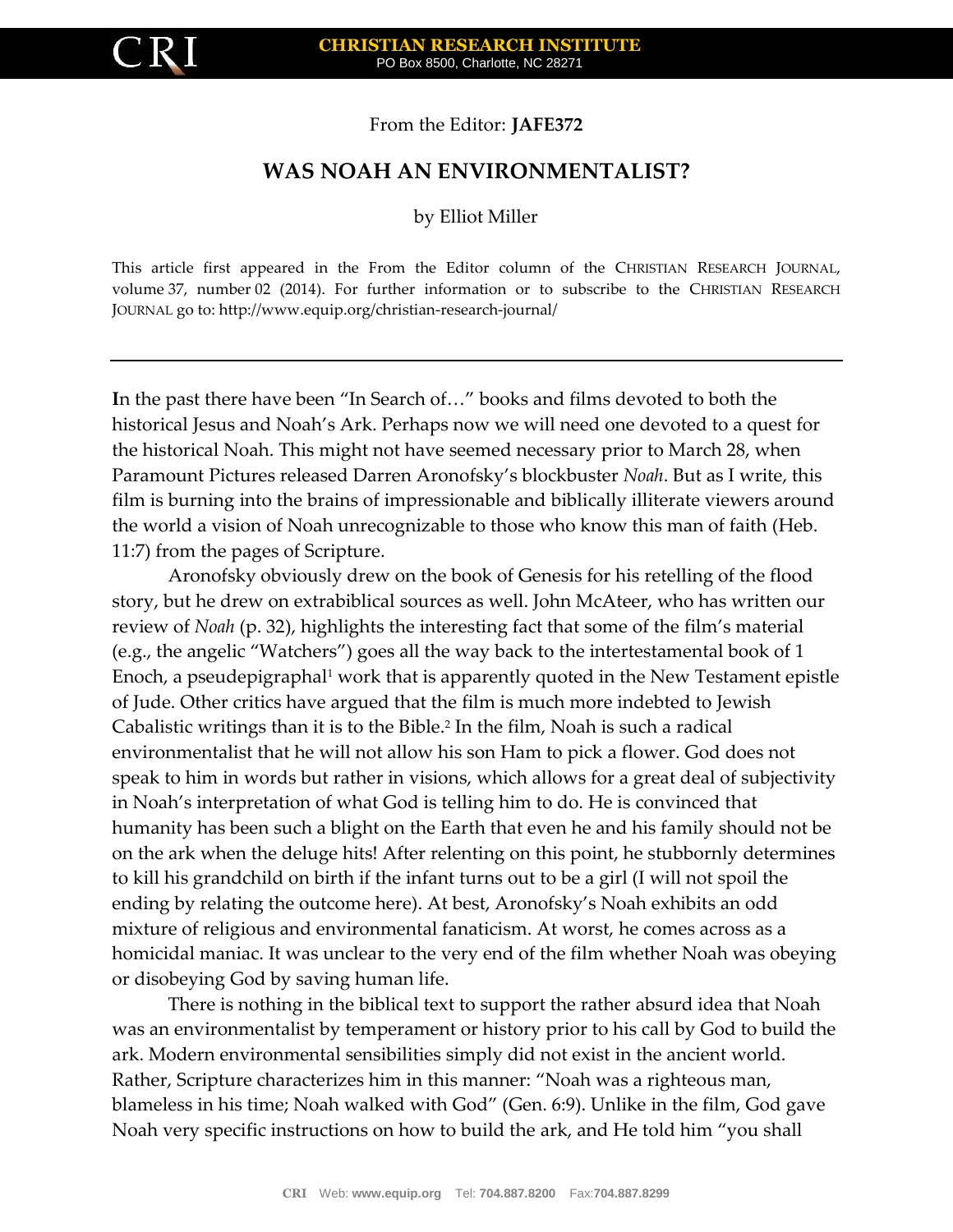From the Editor: **JAFE372**

# WAS NOAH AN ENVIRONMENTALIST?

by Elliot Miller

This article first appeared in the From the Editor column of the CHRISTIAN RESEARCH JOURNAL, volume 37, number 02 (2014). For further information or to subscribe to the CHRISTIAN RESEARCH JOURNAL go to: http://www.equip.org/christian-research-journal/

---

**I**n the past there have been "In Search of…" books and films devoted to both the historical Jesus and Noah's Ark. Perhaps now we will need one devoted to a quest for the historical Noah. This might not have seemed necessary prior to March 28, when Paramount Pictures released Darren Aronofsky's blockbuster *Noah*. But as I write, this film is burning into the brains of impressionable and biblically illiterate viewers around the world a vision of Noah unrecognizable to those who know this man of faith (Heb. 11:7) from the pages of Scripture.

Aronofsky obviously drew on the book of Genesis for his retelling of the flood story, but he drew on extrabiblical sources as well. John McAteer, who has written our review of *Noah* (p. 32), highlights the interesting fact that some of the film's material (e.g., the angelic "Watchers") goes all the way back to the intertestamental book of 1 Enoch, a pseudepigraphal[1] work that is apparently quoted in the New Testament epistle of Jude. Other critics have argued that the film is much more indebted to Jewish Cabalistic writings than it is to the Bible.[2] In the film, Noah is such a radical environmentalist that he will not allow his son Ham to pick a flower. God does not speak to him in words but rather in visions, which allows for a great deal of subjectivity in Noah's interpretation of what God is telling him to do. He is convinced that humanity has been such a blight on the Earth that even he and his family should not be on the ark when the deluge hits! After relenting on this point, he stubbornly determines to kill his grandchild on birth if the infant turns out to be a girl (I will not spoil the ending by relating the outcome here). At best, Aronofsky's Noah exhibits an odd mixture of religious and environmental fanaticism. At worst, he comes across as a homicidal maniac. It was unclear to the very end of the film whether Noah was obeying or disobeying God by saving human life.

There is nothing in the biblical text to support the rather absurd idea that Noah was an environmentalist by temperament or history prior to his call by God to build the ark. Modern environmental sensibilities simply did not exist in the ancient world. Rather, Scripture characterizes him in this manner: "Noah was a righteous man, blameless in his time; Noah walked with God" (Gen. 6:9). Unlike in the film, God gave Noah very specific instructions on how to build the ark, and He told him "you shall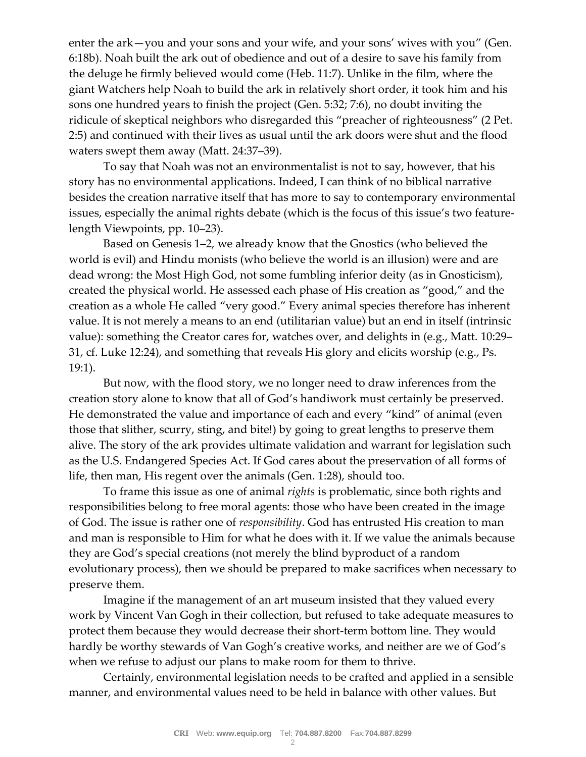enter the ark—you and your sons and your wife, and your sons' wives with you" (Gen. 6:18b). Noah built the ark out of obedience and out of a desire to save his family from the deluge he firmly believed would come (Heb. 11:7). Unlike in the film, where the giant Watchers help Noah to build the ark in relatively short order, it took him and his sons one hundred years to finish the project (Gen. 5:32; 7:6), no doubt inviting the ridicule of skeptical neighbors who disregarded this "preacher of righteousness" (2 Pet. 2:5) and continued with their lives as usual until the ark doors were shut and the flood waters swept them away (Matt. 24:37–39).

To say that Noah was not an environmentalist is not to say, however, that his story has no environmental applications. Indeed, I can think of no biblical narrative besides the creation narrative itself that has more to say to contemporary environmental issues, especially the animal rights debate (which is the focus of this issue's two feature-length Viewpoints, pp. 10–23).

Based on Genesis 1–2, we already know that the Gnostics (who believed the world is evil) and Hindu monists (who believe the world is an illusion) were and are dead wrong: the Most High God, not some fumbling inferior deity (as in Gnosticism), created the physical world. He assessed each phase of His creation as "good," and the creation as a whole He called "very good." Every animal species therefore has inherent value. It is not merely a means to an end (utilitarian value) but an end in itself (intrinsic value): something the Creator cares for, watches over, and delights in (e.g., Matt. 10:29–31, cf. Luke 12:24), and something that reveals His glory and elicits worship (e.g., Ps. 19:1).

But now, with the flood story, we no longer need to draw inferences from the creation story alone to know that all of God's handiwork must certainly be preserved. He demonstrated the value and importance of each and every "kind" of animal (even those that slither, scurry, sting, and bite!) by going to great lengths to preserve them alive. The story of the ark provides ultimate validation and warrant for legislation such as the U.S. Endangered Species Act. If God cares about the preservation of all forms of life, then man, His regent over the animals (Gen. 1:28), should too.

To frame this issue as one of animal *rights* is problematic, since both rights and responsibilities belong to free moral agents: those who have been created in the image of God. The issue is rather one of *responsibility*. God has entrusted His creation to man and man is responsible to Him for what he does with it. If we value the animals because they are God's special creations (not merely the blind byproduct of a random evolutionary process), then we should be prepared to make sacrifices when necessary to preserve them.

Imagine if the management of an art museum insisted that they valued every work by Vincent Van Gogh in their collection, but refused to take adequate measures to protect them because they would decrease their short-term bottom line. They would hardly be worthy stewards of Van Gogh's creative works, and neither are we of God's when we refuse to adjust our plans to make room for them to thrive.

Certainly, environmental legislation needs to be crafted and applied in a sensible manner, and environmental values need to be held in balance with other values. But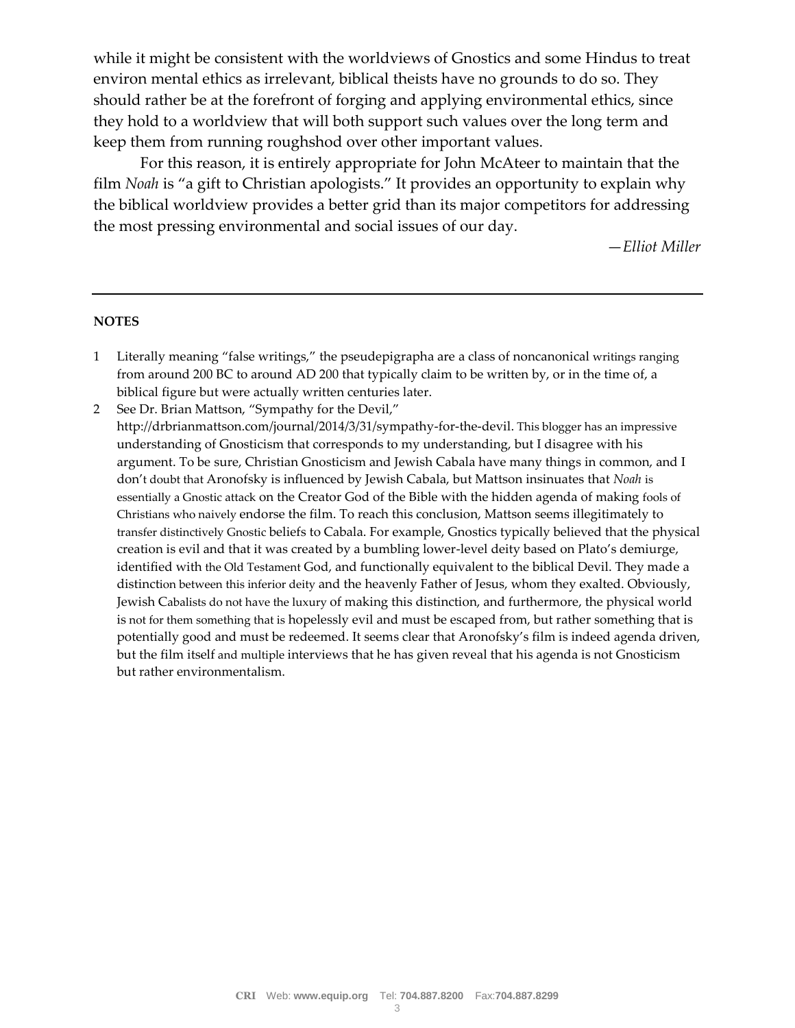while it might be consistent with the worldviews of Gnostics and some Hindus to treat environ mental ethics as irrelevant, biblical theists have no grounds to do so. They should rather be at the forefront of forging and applying environmental ethics, since they hold to a worldview that will both support such values over the long term and keep them from running roughshod over other important values.

For this reason, it is entirely appropriate for John McAteer to maintain that the film *Noah* is "a gift to Christian apologists." It provides an opportunity to explain why the biblical worldview provides a better grid than its major competitors for addressing the most pressing environmental and social issues of our day.

—*Elliot Miller*

---

**NOTES**

1. Literally meaning "false writings," the pseudepigrapha are a class of noncanonical writings ranging from around 200 BC to around AD 200 that typically claim to be written by, or in the time of, a biblical figure but were actually written centuries later.
2. See Dr. Brian Mattson, "Sympathy for the Devil," http://drbrianmattson.com/journal/2014/3/31/sympathy-for-the-devil. This blogger has an impressive understanding of Gnosticism that corresponds to my understanding, but I disagree with his argument. To be sure, Christian Gnosticism and Jewish Cabala have many things in common, and I don't doubt that Aronofsky is influenced by Jewish Cabala, but Mattson insinuates that *Noah* is essentially a Gnostic attack on the Creator God of the Bible with the hidden agenda of making fools of Christians who naively endorse the film. To reach this conclusion, Mattson seems illegitimately to transfer distinctively Gnostic beliefs to Cabala. For example, Gnostics typically believed that the physical creation is evil and that it was created by a bumbling lower-level deity based on Plato's demiurge, identified with the Old Testament God, and functionally equivalent to the biblical Devil. They made a distinction between this inferior deity and the heavenly Father of Jesus, whom they exalted. Obviously, Jewish Cabalists do not have the luxury of making this distinction, and furthermore, the physical world is not for them something that is hopelessly evil and must be escaped from, but rather something that is potentially good and must be redeemed. It seems clear that Aronofsky's film is indeed agenda driven, but the film itself and multiple interviews that he has given reveal that his agenda is not Gnosticism but rather environmentalism.